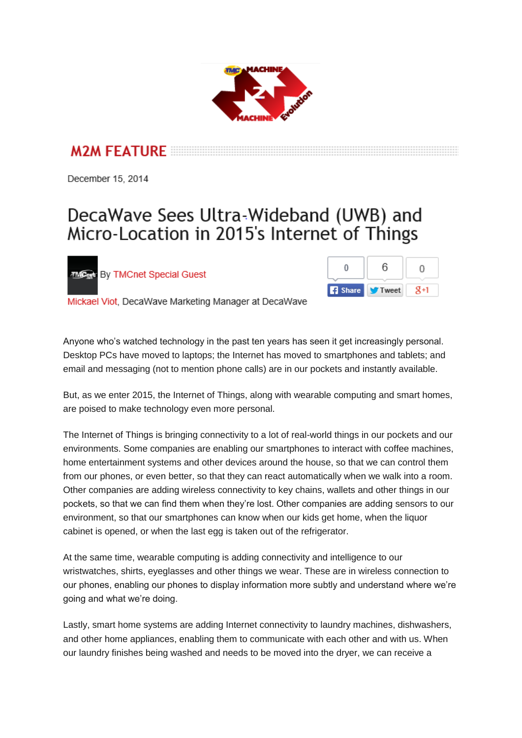M2M FEATURE

December 15, 2014

# DecaWave Sees Ultra-Wideband (UWB) and Micro-Location in 2015's Internet of Things

By TMCnet Special Guest

Mickael Viot, DecaWave Marketing Manager at DecaWave

Anyone who's watched technology in the past ten years has seen it get increasingly personal. Desktop PCs have moved to laptops; the Internet has moved to smartphones and tablets; and email and messaging (not to mention phone calls) are in our pockets and instantly available.

But, as we enter 2015, the Internet of Things, along with wearable computing and smart homes, are poised to make technology even more personal.

The Internet of Things is bringing connectivity to a lot of real-world things in our pockets and our environments. Some companies are enabling our smartphones to interact with coffee machines, home entertainment systems and other devices around the house, so that we can control them from our phones, or even better, so that they can react automatically when we walk into a room. Other companies are adding wireless connectivity to key chains, wallets and other things in our pockets, so that we can find them when they're lost. Other companies are adding sensors to our environment, so that our smartphones can know when our kids get home, when the liquor cabinet is opened, or when the last egg is taken out of the refrigerator.

At the same time, wearable computing is adding connectivity and intelligence to our wristwatches, shirts, eyeglasses and other things we wear. These are in wireless connection to our phones, enabling our phones to display information more subtly and understand where we're going and what we're doing.

Lastly, smart home systems are adding Internet connectivity to laundry machines, dishwashers, and other home appliances, enabling them to communicate with each other and with us. When our laundry finishes being washed and needs to be moved into the dryer, we can receive a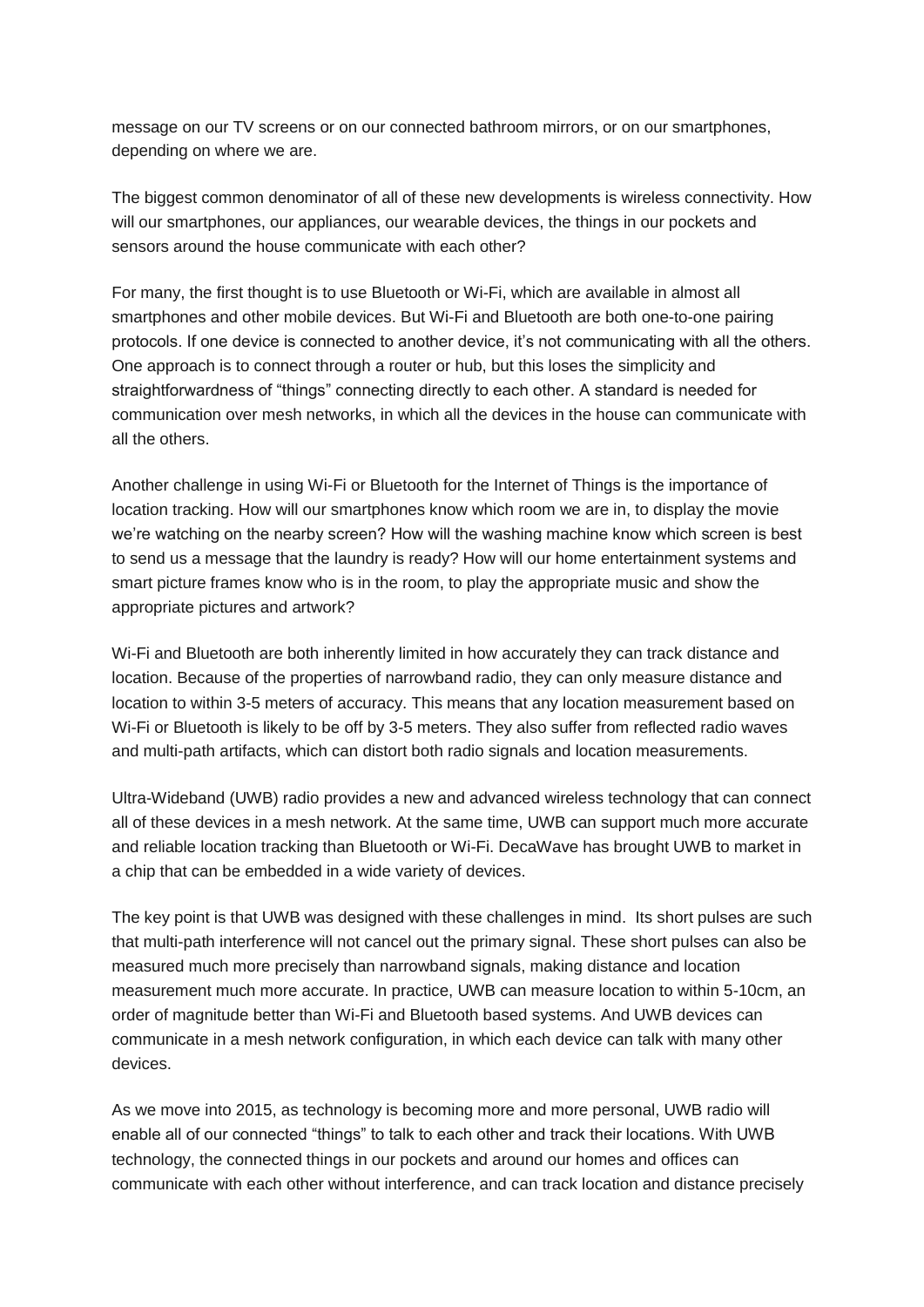message on our TV screens or on our connected bathroom mirrors, or on our smartphones, depending on where we are.

The biggest common denominator of all of these new developments is wireless connectivity. How will our smartphones, our appliances, our wearable devices, the things in our pockets and sensors around the house communicate with each other?

For many, the first thought is to use Bluetooth or Wi-Fi, which are available in almost all smartphones and other mobile devices. But Wi-Fi and Bluetooth are both one-to-one pairing protocols. If one device is connected to another device, it's not communicating with all the others. One approach is to connect through a router or hub, but this loses the simplicity and straightforwardness of "things" connecting directly to each other. A standard is needed for communication over mesh networks, in which all the devices in the house can communicate with all the others.

Another challenge in using Wi-Fi or Bluetooth for the Internet of Things is the importance of location tracking. How will our smartphones know which room we are in, to display the movie we're watching on the nearby screen? How will the washing machine know which screen is best to send us a message that the laundry is ready? How will our home entertainment systems and smart picture frames know who is in the room, to play the appropriate music and show the appropriate pictures and artwork?

Wi-Fi and Bluetooth are both inherently limited in how accurately they can track distance and location. Because of the properties of narrowband radio, they can only measure distance and location to within 3-5 meters of accuracy. This means that any location measurement based on Wi-Fi or Bluetooth is likely to be off by 3-5 meters. They also suffer from reflected radio waves and multi-path artifacts, which can distort both radio signals and location measurements.

Ultra-Wideband (UWB) radio provides a new and advanced wireless technology that can connect all of these devices in a mesh network. At the same time, UWB can support much more accurate and reliable location tracking than Bluetooth or Wi-Fi. DecaWave has brought UWB to market in a chip that can be embedded in a wide variety of devices.

The key point is that UWB was designed with these challenges in mind. Its short pulses are such that multi-path interference will not cancel out the primary signal. These short pulses can also be measured much more precisely than narrowband signals, making distance and location measurement much more accurate. In practice, UWB can measure location to within 5-10cm, an order of magnitude better than Wi-Fi and Bluetooth based systems. And UWB devices can communicate in a mesh network configuration, in which each device can talk with many other devices.

As we move into 2015, as technology is becoming more and more personal, UWB radio will enable all of our connected "things" to talk to each other and track their locations. With UWB technology, the connected things in our pockets and around our homes and offices can communicate with each other without interference, and can track location and distance precisely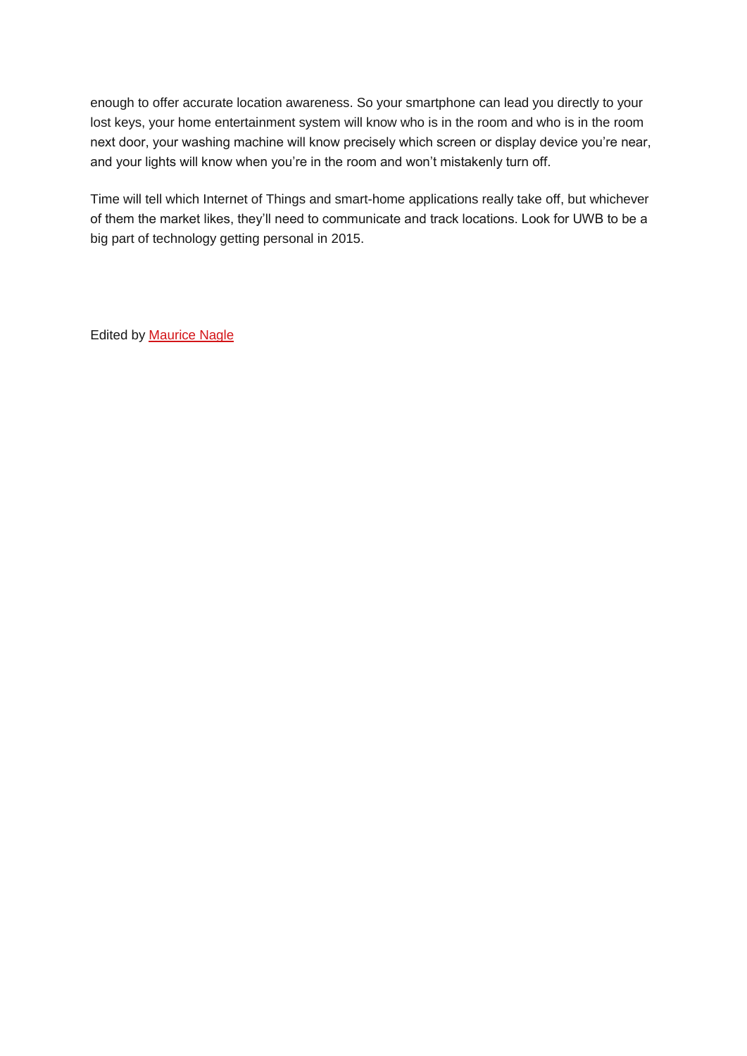enough to offer accurate location awareness. So your smartphone can lead you directly to your lost keys, your home entertainment system will know who is in the room and who is in the room next door, your washing machine will know precisely which screen or display device you're near, and your lights will know when you're in the room and won't mistakenly turn off.

Time will tell which Internet of Things and smart-home applications really take off, but whichever of them the market likes, they'll need to communicate and track locations. Look for UWB to be a big part of technology getting personal in 2015.

Edited by [Maurice Nagle]